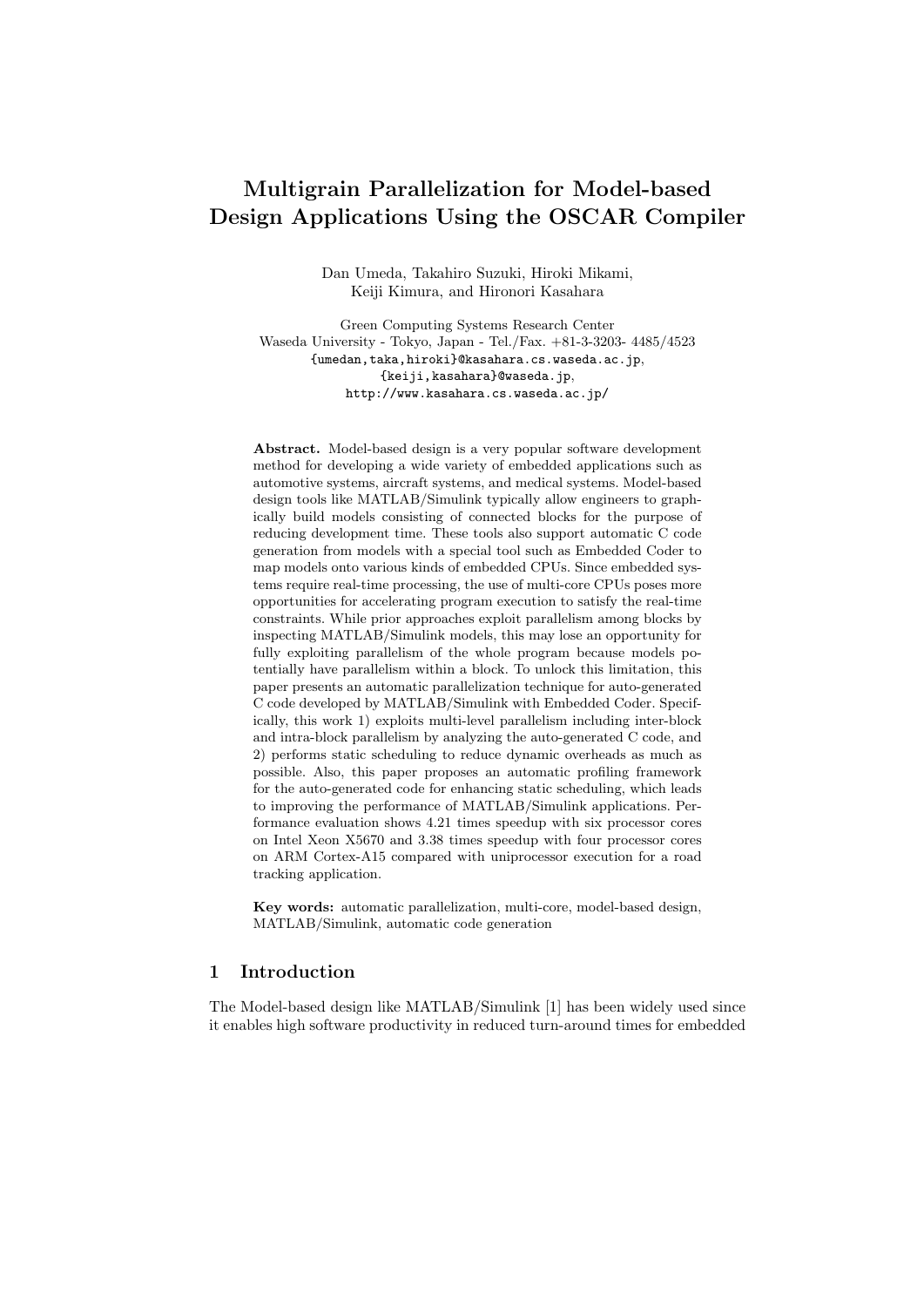# Multigrain Parallelization for Model-based Design Applications Using the OSCAR Compiler

Dan Umeda, Takahiro Suzuki, Hiroki Mikami, Keiji Kimura, and Hironori Kasahara

Green Computing Systems Research Center
Waseda University - Tokyo, Japan - Tel./Fax. +81-3-3203- 4485/4523
{umedan,taka,hiroki}@kasahara.cs.waseda.ac.jp,
{keiji,kasahara}@waseda.jp,
http://www.kasahara.cs.waseda.ac.jp/

**Abstract.** Model-based design is a very popular software development method for developing a wide variety of embedded applications such as automotive systems, aircraft systems, and medical systems. Model-based design tools like MATLAB/Simulink typically allow engineers to graphically build models consisting of connected blocks for the purpose of reducing development time. These tools also support automatic C code generation from models with a special tool such as Embedded Coder to map models onto various kinds of embedded CPUs. Since embedded systems require real-time processing, the use of multi-core CPUs poses more opportunities for accelerating program execution to satisfy the real-time constraints. While prior approaches exploit parallelism among blocks by inspecting MATLAB/Simulink models, this may lose an opportunity for fully exploiting parallelism of the whole program because models potentially have parallelism within a block. To unlock this limitation, this paper presents an automatic parallelization technique for auto-generated C code developed by MATLAB/Simulink with Embedded Coder. Specifically, this work 1) exploits multi-level parallelism including inter-block and intra-block parallelism by analyzing the auto-generated C code, and 2) performs static scheduling to reduce dynamic overheads as much as possible. Also, this paper proposes an automatic profiling framework for the auto-generated code for enhancing static scheduling, which leads to improving the performance of MATLAB/Simulink applications. Performance evaluation shows 4.21 times speedup with six processor cores on Intel Xeon X5670 and 3.38 times speedup with four processor cores on ARM Cortex-A15 compared with uniprocessor execution for a road tracking application.

**Key words:** automatic parallelization, multi-core, model-based design, MATLAB/Simulink, automatic code generation

## 1 Introduction

The Model-based design like MATLAB/Simulink [1] has been widely used since it enables high software productivity in reduced turn-around times for embedded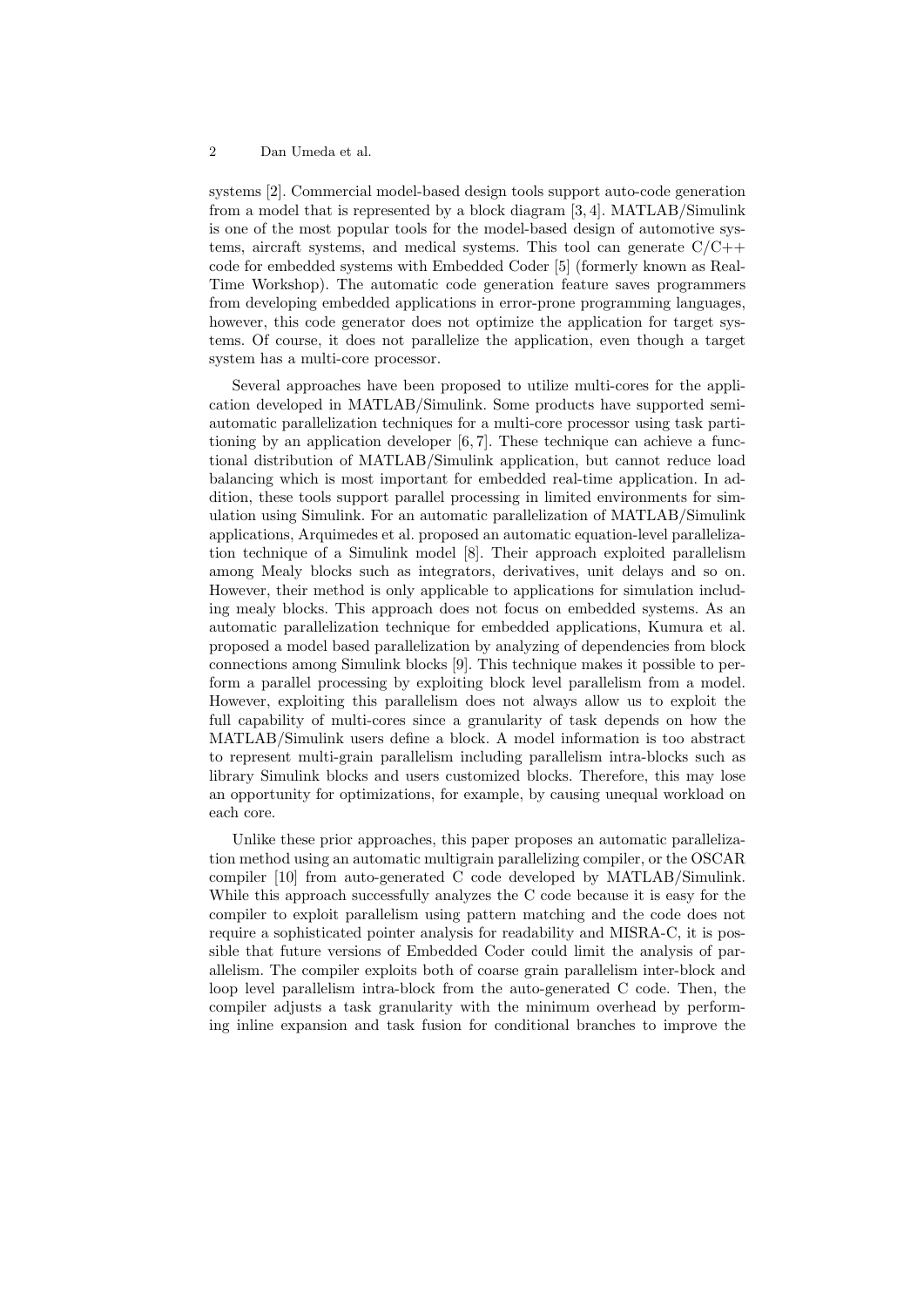systems [2]. Commercial model-based design tools support auto-code generation from a model that is represented by a block diagram [3, 4]. MATLAB/Simulink is one of the most popular tools for the model-based design of automotive systems, aircraft systems, and medical systems. This tool can generate C/C++ code for embedded systems with Embedded Coder [5] (formerly known as Real-Time Workshop). The automatic code generation feature saves programmers from developing embedded applications in error-prone programming languages, however, this code generator does not optimize the application for target systems. Of course, it does not parallelize the application, even though a target system has a multi-core processor.

Several approaches have been proposed to utilize multi-cores for the application developed in MATLAB/Simulink. Some products have supported semi-automatic parallelization techniques for a multi-core processor using task partitioning by an application developer [6, 7]. These technique can achieve a functional distribution of MATLAB/Simulink application, but cannot reduce load balancing which is most important for embedded real-time application. In addition, these tools support parallel processing in limited environments for simulation using Simulink. For an automatic parallelization of MATLAB/Simulink applications, Arquimedes et al. proposed an automatic equation-level parallelization technique of a Simulink model [8]. Their approach exploited parallelism among Mealy blocks such as integrators, derivatives, unit delays and so on. However, their method is only applicable to applications for simulation including mealy blocks. This approach does not focus on embedded systems. As an automatic parallelization technique for embedded applications, Kumura et al. proposed a model based parallelization by analyzing of dependencies from block connections among Simulink blocks [9]. This technique makes it possible to perform a parallel processing by exploiting block level parallelism from a model. However, exploiting this parallelism does not always allow us to exploit the full capability of multi-cores since a granularity of task depends on how the MATLAB/Simulink users define a block. A model information is too abstract to represent multi-grain parallelism including parallelism intra-blocks such as library Simulink blocks and users customized blocks. Therefore, this may lose an opportunity for optimizations, for example, by causing unequal workload on each core.

Unlike these prior approaches, this paper proposes an automatic parallelization method using an automatic multigrain parallelizing compiler, or the OSCAR compiler [10] from auto-generated C code developed by MATLAB/Simulink. While this approach successfully analyzes the C code because it is easy for the compiler to exploit parallelism using pattern matching and the code does not require a sophisticated pointer analysis for readability and MISRA-C, it is possible that future versions of Embedded Coder could limit the analysis of parallelism. The compiler exploits both of coarse grain parallelism inter-block and loop level parallelism intra-block from the auto-generated C code. Then, the compiler adjusts a task granularity with the minimum overhead by performing inline expansion and task fusion for conditional branches to improve the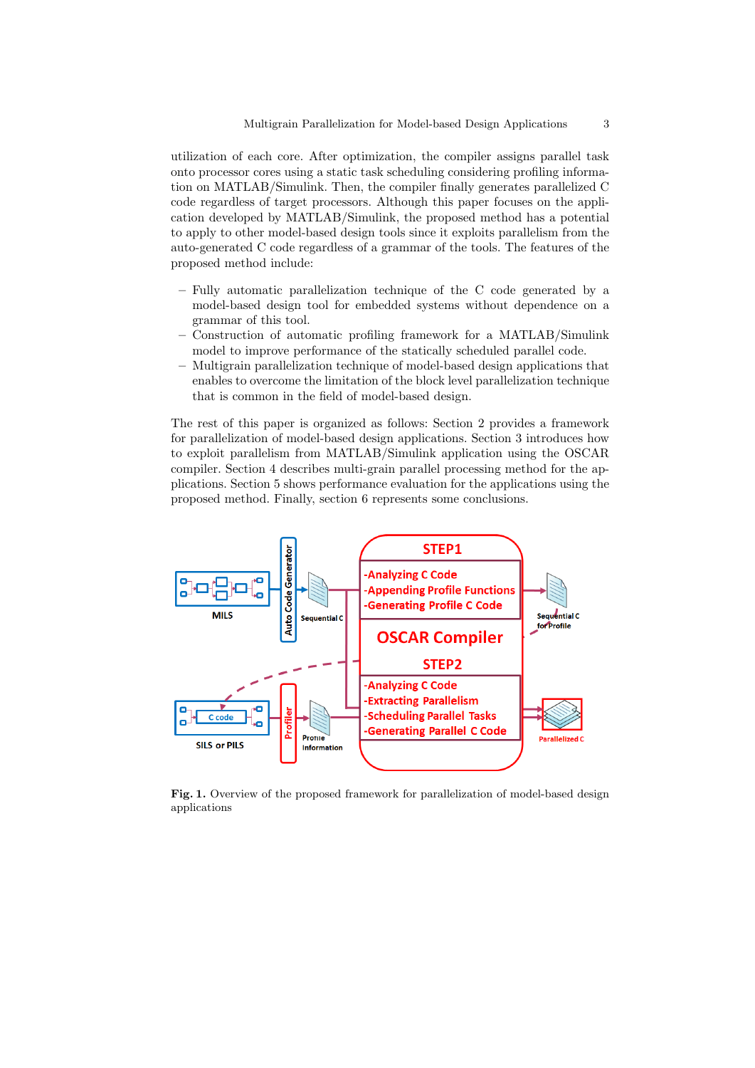utilization of each core. After optimization, the compiler assigns parallel task onto processor cores using a static task scheduling considering profiling information on MATLAB/Simulink. Then, the compiler finally generates parallelized C code regardless of target processors. Although this paper focuses on the application developed by MATLAB/Simulink, the proposed method has a potential to apply to other model-based design tools since it exploits parallelism from the auto-generated C code regardless of a grammar of the tools. The features of the proposed method include:

– Fully automatic parallelization technique of the C code generated by a model-based design tool for embedded systems without dependence on a grammar of this tool.
– Construction of automatic profiling framework for a MATLAB/Simulink model to improve performance of the statically scheduled parallel code.
– Multigrain parallelization technique of model-based design applications that enables to overcome the limitation of the block level parallelization technique that is common in the field of model-based design.

The rest of this paper is organized as follows: Section 2 provides a framework for parallelization of model-based design applications. Section 3 introduces how to exploit parallelism from MATLAB/Simulink application using the OSCAR compiler. Section 4 describes multi-grain parallel processing method for the applications. Section 5 shows performance evaluation for the applications using the proposed method. Finally, section 6 represents some conclusions.

**Fig. 1.** Overview of the proposed framework for parallelization of model-based design applications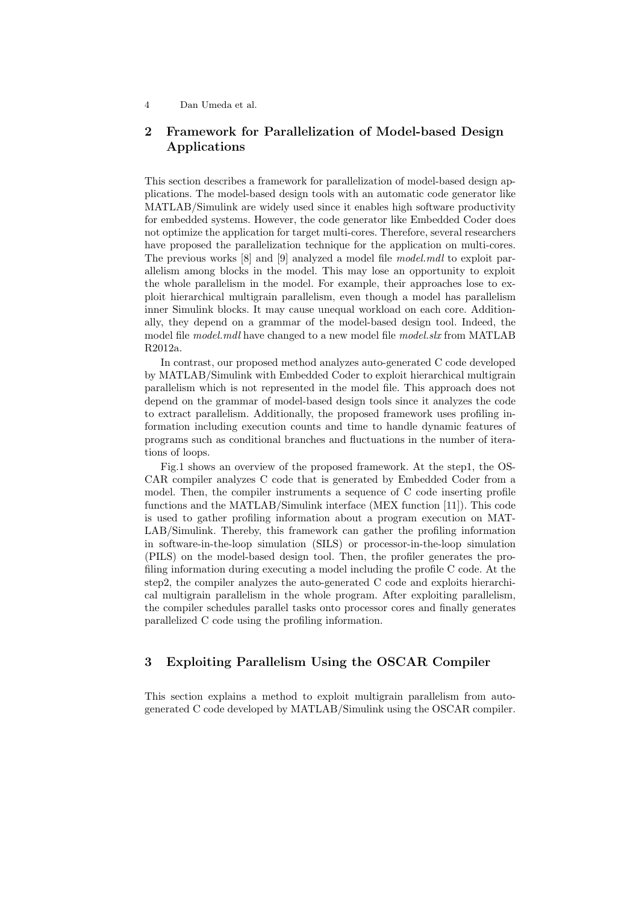## 2 Framework for Parallelization of Model-based Design Applications

This section describes a framework for parallelization of model-based design applications. The model-based design tools with an automatic code generator like MATLAB/Simulink are widely used since it enables high software productivity for embedded systems. However, the code generator like Embedded Coder does not optimize the application for target multi-cores. Therefore, several researchers have proposed the parallelization technique for the application on multi-cores. The previous works [8] and [9] analyzed a model file *model.mdl* to exploit parallelism among blocks in the model. This may lose an opportunity to exploit the whole parallelism in the model. For example, their approaches lose to exploit hierarchical multigrain parallelism, even though a model has parallelism inner Simulink blocks. It may cause unequal workload on each core. Additionally, they depend on a grammar of the model-based design tool. Indeed, the model file *model.mdl* have changed to a new model file *model.slx* from MATLAB R2012a.

In contrast, our proposed method analyzes auto-generated C code developed by MATLAB/Simulink with Embedded Coder to exploit hierarchical multigrain parallelism which is not represented in the model file. This approach does not depend on the grammar of model-based design tools since it analyzes the code to extract parallelism. Additionally, the proposed framework uses profiling information including execution counts and time to handle dynamic features of programs such as conditional branches and fluctuations in the number of iterations of loops.

Fig.1 shows an overview of the proposed framework. At the step1, the OSCAR compiler analyzes C code that is generated by Embedded Coder from a model. Then, the compiler instruments a sequence of C code inserting profile functions and the MATLAB/Simulink interface (MEX function [11]). This code is used to gather profiling information about a program execution on MATLAB/Simulink. Thereby, this framework can gather the profiling information in software-in-the-loop simulation (SILS) or processor-in-the-loop simulation (PILS) on the model-based design tool. Then, the profiler generates the profiling information during executing a model including the profile C code. At the step2, the compiler analyzes the auto-generated C code and exploits hierarchical multigrain parallelism in the whole program. After exploiting parallelism, the compiler schedules parallel tasks onto processor cores and finally generates parallelized C code using the profiling information.

## 3 Exploiting Parallelism Using the OSCAR Compiler

This section explains a method to exploit multigrain parallelism from auto-generated C code developed by MATLAB/Simulink using the OSCAR compiler.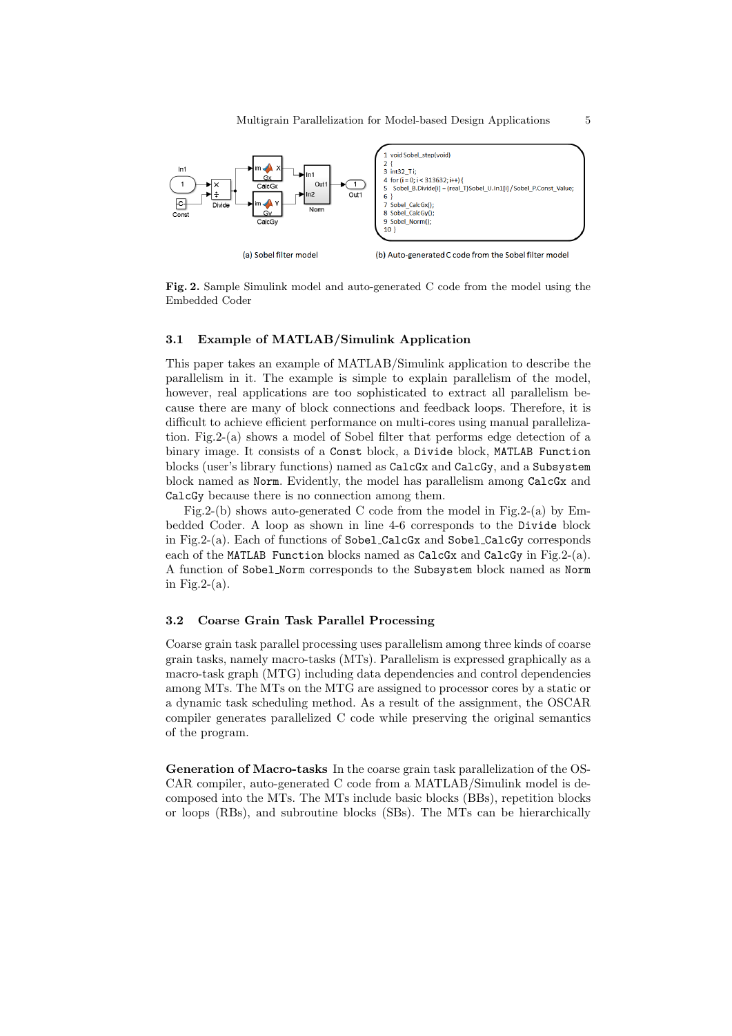(a) Sobel filter model

```
1 void Sobel_step(void)
2 {
3 int32_T i;
4 for (i = 0; i < 313632; i++) {
5   Sobel_B.Divide[i] = (real_T)Sobel_U.In1[i] / Sobel_P.Const_Value;
6 }
7 Sobel_CalcGx();
8 Sobel_CalcGy();
9 Sobel_Norm();
10 }
```

(b) Auto-generated C code from the Sobel filter model

**Fig. 2.** Sample Simulink model and auto-generated C code from the model using the Embedded Coder

### 3.1 Example of MATLAB/Simulink Application

This paper takes an example of MATLAB/Simulink application to describe the parallelism in it. The example is simple to explain parallelism of the model, however, real applications are too sophisticated to extract all parallelism because there are many of block connections and feedback loops. Therefore, it is difficult to achieve efficient performance on multi-cores using manual parallelization. Fig.2-(a) shows a model of Sobel filter that performs edge detection of a binary image. It consists of a `Const` block, a `Divide` block, `MATLAB Function` blocks (user's library functions) named as `CalcGx` and `CalcGy`, and a `Subsystem` block named as `Norm`. Evidently, the model has parallelism among `CalcGx` and `CalcGy` because there is no connection among them.

Fig.2-(b) shows auto-generated C code from the model in Fig.2-(a) by Embedded Coder. A loop as shown in line 4-6 corresponds to the `Divide` block in Fig.2-(a). Each of functions of `Sobel_CalcGx` and `Sobel_CalcGy` corresponds each of the `MATLAB Function` blocks named as `CalcGx` and `CalcGy` in Fig.2-(a). A function of `Sobel_Norm` corresponds to the `Subsystem` block named as `Norm` in Fig.2-(a).

### 3.2 Coarse Grain Task Parallel Processing

Coarse grain task parallel processing uses parallelism among three kinds of coarse grain tasks, namely macro-tasks (MTs). Parallelism is expressed graphically as a macro-task graph (MTG) including data dependencies and control dependencies among MTs. The MTs on the MTG are assigned to processor cores by a static or a dynamic task scheduling method. As a result of the assignment, the OSCAR compiler generates parallelized C code while preserving the original semantics of the program.

**Generation of Macro-tasks** In the coarse grain task parallelization of the OSCAR compiler, auto-generated C code from a MATLAB/Simulink model is decomposed into the MTs. The MTs include basic blocks (BBs), repetition blocks or loops (RBs), and subroutine blocks (SBs). The MTs can be hierarchically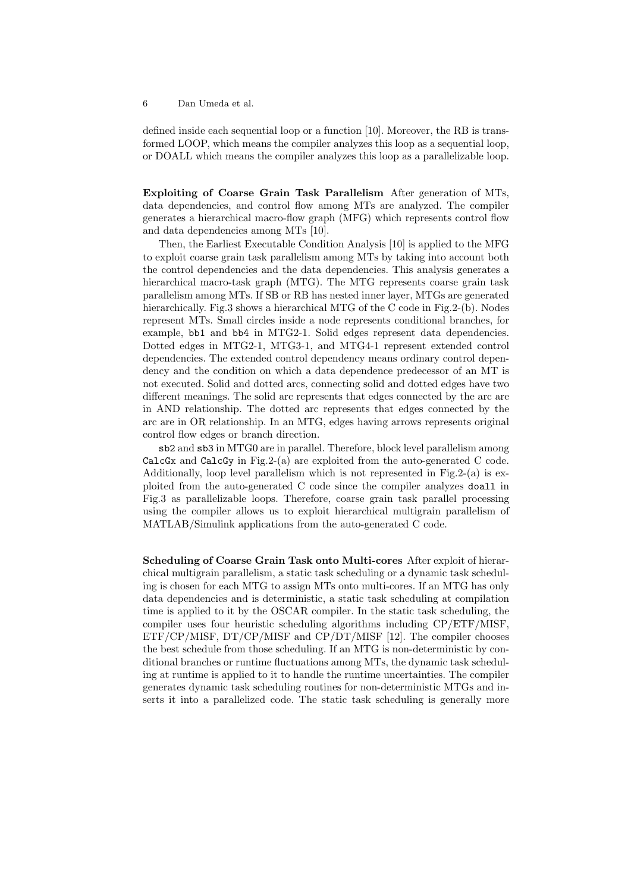defined inside each sequential loop or a function [10]. Moreover, the RB is transformed LOOP, which means the compiler analyzes this loop as a sequential loop, or DOALL which means the compiler analyzes this loop as a parallelizable loop.

**Exploiting of Coarse Grain Task Parallelism** After generation of MTs, data dependencies, and control flow among MTs are analyzed. The compiler generates a hierarchical macro-flow graph (MFG) which represents control flow and data dependencies among MTs [10].

Then, the Earliest Executable Condition Analysis [10] is applied to the MFG to exploit coarse grain task parallelism among MTs by taking into account both the control dependencies and the data dependencies. This analysis generates a hierarchical macro-task graph (MTG). The MTG represents coarse grain task parallelism among MTs. If SB or RB has nested inner layer, MTGs are generated hierarchically. Fig.3 shows a hierarchical MTG of the C code in Fig.2-(b). Nodes represent MTs. Small circles inside a node represents conditional branches, for example, `bb1` and `bb4` in MTG2-1. Solid edges represent data dependencies. Dotted edges in MTG2-1, MTG3-1, and MTG4-1 represent extended control dependencies. The extended control dependency means ordinary control dependency and the condition on which a data dependence predecessor of an MT is not executed. Solid and dotted arcs, connecting solid and dotted edges have two different meanings. The solid arc represents that edges connected by the arc are in AND relationship. The dotted arc represents that edges connected by the arc are in OR relationship. In an MTG, edges having arrows represents original control flow edges or branch direction.

`sb2` and `sb3` in MTG0 are in parallel. Therefore, block level parallelism among `CalcGx` and `CalcGy` in Fig.2-(a) are exploited from the auto-generated C code. Additionally, loop level parallelism which is not represented in Fig.2-(a) is exploited from the auto-generated C code since the compiler analyzes `doall` in Fig.3 as parallelizable loops. Therefore, coarse grain task parallel processing using the compiler allows us to exploit hierarchical multigrain parallelism of MATLAB/Simulink applications from the auto-generated C code.

**Scheduling of Coarse Grain Task onto Multi-cores** After exploit of hierarchical multigrain parallelism, a static task scheduling or a dynamic task scheduling is chosen for each MTG to assign MTs onto multi-cores. If an MTG has only data dependencies and is deterministic, a static task scheduling at compilation time is applied to it by the OSCAR compiler. In the static task scheduling, the compiler uses four heuristic scheduling algorithms including CP/ETF/MISF, ETF/CP/MISF, DT/CP/MISF and CP/DT/MISF [12]. The compiler chooses the best schedule from those scheduling. If an MTG is non-deterministic by conditional branches or runtime fluctuations among MTs, the dynamic task scheduling at runtime is applied to it to handle the runtime uncertainties. The compiler generates dynamic task scheduling routines for non-deterministic MTGs and inserts it into a parallelized code. The static task scheduling is generally more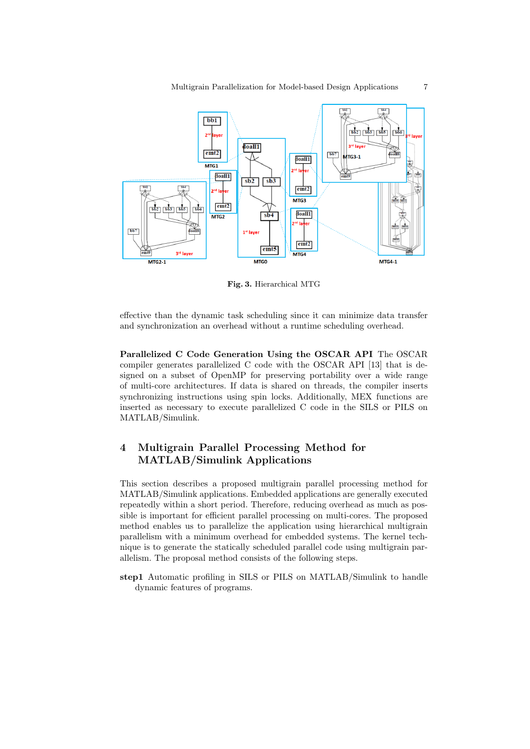Fig. 3. Hierarchical MTG

effective than the dynamic task scheduling since it can minimize data transfer and synchronization an overhead without a runtime scheduling overhead.

**Parallelized C Code Generation Using the OSCAR API** The OSCAR compiler generates parallelized C code with the OSCAR API [13] that is designed on a subset of OpenMP for preserving portability over a wide range of multi-core architectures. If data is shared on threads, the compiler inserts synchronizing instructions using spin locks. Additionally, MEX functions are inserted as necessary to execute parallelized C code in the SILS or PILS on MATLAB/Simulink.

## 4 Multigrain Parallel Processing Method for MATLAB/Simulink Applications

This section describes a proposed multigrain parallel processing method for MATLAB/Simulink applications. Embedded applications are generally executed repeatedly within a short period. Therefore, reducing overhead as much as possible is important for efficient parallel processing on multi-cores. The proposed method enables us to parallelize the application using hierarchical multigrain parallelism with a minimum overhead for embedded systems. The kernel technique is to generate the statically scheduled parallel code using multigrain parallelism. The proposal method consists of the following steps.

**step1** Automatic profiling in SILS or PILS on MATLAB/Simulink to handle dynamic features of programs.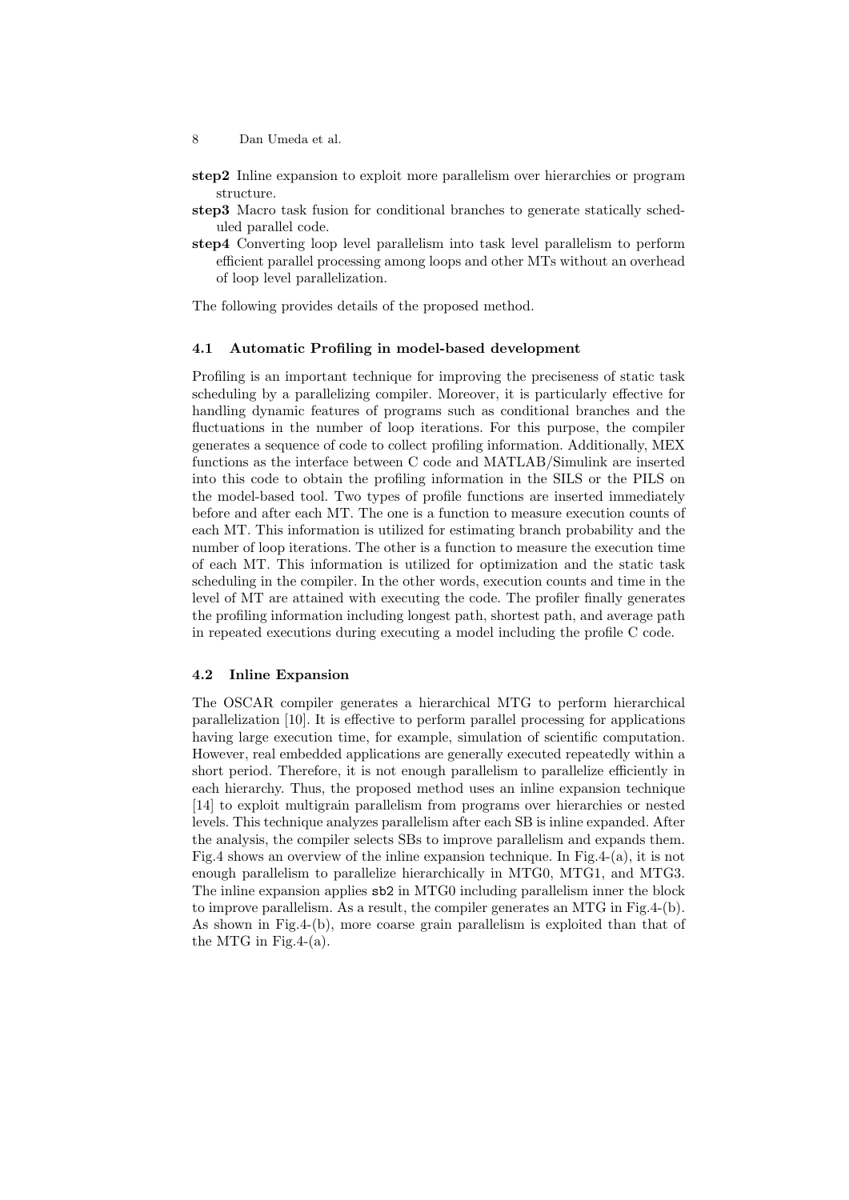**step2** Inline expansion to exploit more parallelism over hierarchies or program structure.

**step3** Macro task fusion for conditional branches to generate statically scheduled parallel code.

**step4** Converting loop level parallelism into task level parallelism to perform efficient parallel processing among loops and other MTs without an overhead of loop level parallelization.

The following provides details of the proposed method.

### 4.1 Automatic Profiling in model-based development

Profiling is an important technique for improving the preciseness of static task scheduling by a parallelizing compiler. Moreover, it is particularly effective for handling dynamic features of programs such as conditional branches and the fluctuations in the number of loop iterations. For this purpose, the compiler generates a sequence of code to collect profiling information. Additionally, MEX functions as the interface between C code and MATLAB/Simulink are inserted into this code to obtain the profiling information in the SILS or the PILS on the model-based tool. Two types of profile functions are inserted immediately before and after each MT. The one is a function to measure execution counts of each MT. This information is utilized for estimating branch probability and the number of loop iterations. The other is a function to measure the execution time of each MT. This information is utilized for optimization and the static task scheduling in the compiler. In the other words, execution counts and time in the level of MT are attained with executing the code. The profiler finally generates the profiling information including longest path, shortest path, and average path in repeated executions during executing a model including the profile C code.

### 4.2 Inline Expansion

The OSCAR compiler generates a hierarchical MTG to perform hierarchical parallelization [10]. It is effective to perform parallel processing for applications having large execution time, for example, simulation of scientific computation. However, real embedded applications are generally executed repeatedly within a short period. Therefore, it is not enough parallelism to parallelize efficiently in each hierarchy. Thus, the proposed method uses an inline expansion technique [14] to exploit multigrain parallelism from programs over hierarchies or nested levels. This technique analyzes parallelism after each SB is inline expanded. After the analysis, the compiler selects SBs to improve parallelism and expands them. Fig.4 shows an overview of the inline expansion technique. In Fig.4-(a), it is not enough parallelism to parallelize hierarchically in MTG0, MTG1, and MTG3. The inline expansion applies `sb2` in MTG0 including parallelism inner the block to improve parallelism. As a result, the compiler generates an MTG in Fig.4-(b). As shown in Fig.4-(b), more coarse grain parallelism is exploited than that of the MTG in Fig.4-(a).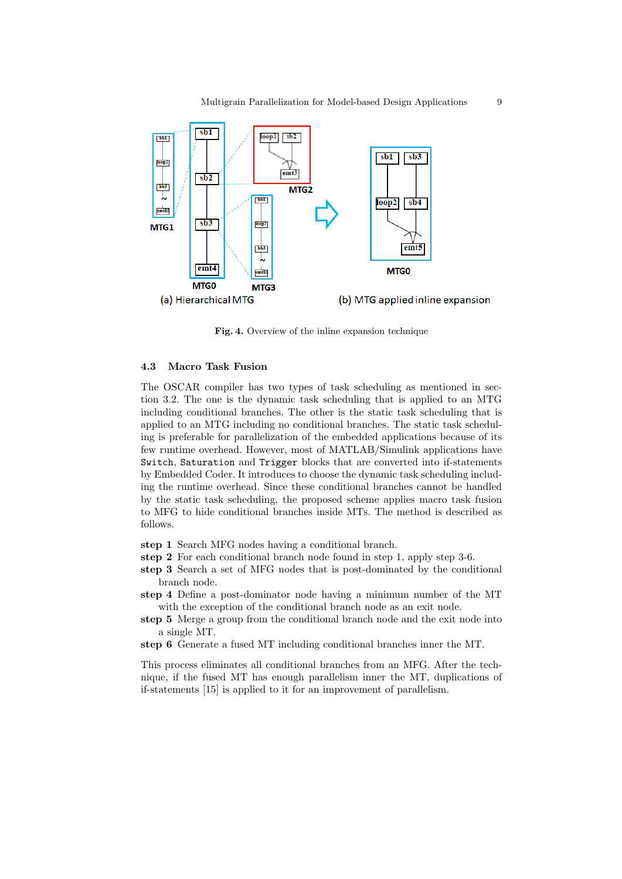Fig. 4. Overview of the inline expansion technique

### 4.3 Macro Task Fusion

The OSCAR compiler has two types of task scheduling as mentioned in section 3.2. The one is the dynamic task scheduling that is applied to an MTG including conditional branches. The other is the static task scheduling that is applied to an MTG including no conditional branches. The static task scheduling is preferable for parallelization of the embedded applications because of its few runtime overhead. However, most of MATLAB/Simulink applications have `Switch`, `Saturation` and `Trigger` blocks that are converted into if-statements by Embedded Coder. It introduces to choose the dynamic task scheduling including the runtime overhead. Since these conditional branches cannot be handled by the static task scheduling, the proposed scheme applies macro task fusion to MFG to hide conditional branches inside MTs. The method is described as follows.

**step 1** Search MFG nodes having a conditional branch.
**step 2** For each conditional branch node found in step 1, apply step 3-6.
**step 3** Search a set of MFG nodes that is post-dominated by the conditional branch node.
**step 4** Define a post-dominator node having a minimum number of the MT with the exception of the conditional branch node as an exit node.
**step 5** Merge a group from the conditional branch node and the exit node into a single MT.
**step 6** Generate a fused MT including conditional branches inner the MT.

This process eliminates all conditional branches from an MFG. After the technique, if the fused MT has enough parallelism inner the MT, duplications of if-statements [15] is applied to it for an improvement of parallelism.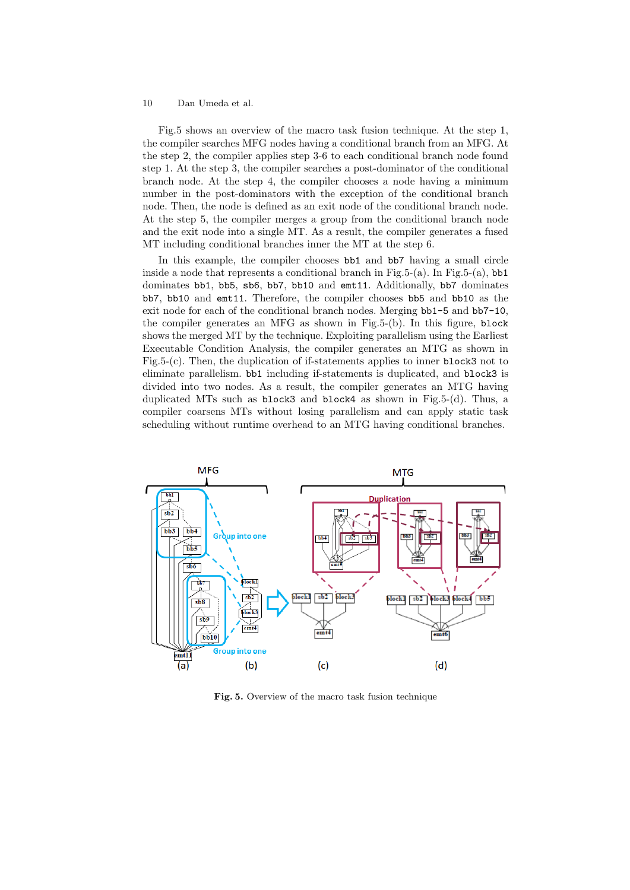Fig.5 shows an overview of the macro task fusion technique. At the step 1, the compiler searches MFG nodes having a conditional branch from an MFG. At the step 2, the compiler applies step 3-6 to each conditional branch node found step 1. At the step 3, the compiler searches a post-dominator of the conditional branch node. At the step 4, the compiler chooses a node having a minimum number in the post-dominators with the exception of the conditional branch node. Then, the node is defined as an exit node of the conditional branch node. At the step 5, the compiler merges a group from the conditional branch node and the exit node into a single MT. As a result, the compiler generates a fused MT including conditional branches inner the MT at the step 6.

In this example, the compiler chooses `bb1` and `bb7` having a small circle inside a node that represents a conditional branch in Fig.5-(a). In Fig.5-(a), `bb1` dominates `bb1`, `bb5`, `sb6`, `bb7`, `bb10` and `emt11`. Additionally, `bb7` dominates `bb7`, `bb10` and `emt11`. Therefore, the compiler chooses `bb5` and `bb10` as the exit node for each of the conditional branch nodes. Merging `bb1-5` and `bb7-10`, the compiler generates an MFG as shown in Fig.5-(b). In this figure, `block` shows the merged MT by the technique. Exploiting parallelism using the Earliest Executable Condition Analysis, the compiler generates an MTG as shown in Fig.5-(c). Then, the duplication of if-statements applies to inner `block3` not to eliminate parallelism. `bb1` including if-statements is duplicated, and `block3` is divided into two nodes. As a result, the compiler generates an MTG having duplicated MTs such as `block3` and `block4` as shown in Fig.5-(d). Thus, a compiler coarsens MTs without losing parallelism and can apply static task scheduling without runtime overhead to an MTG having conditional branches.

**Fig. 5.** Overview of the macro task fusion technique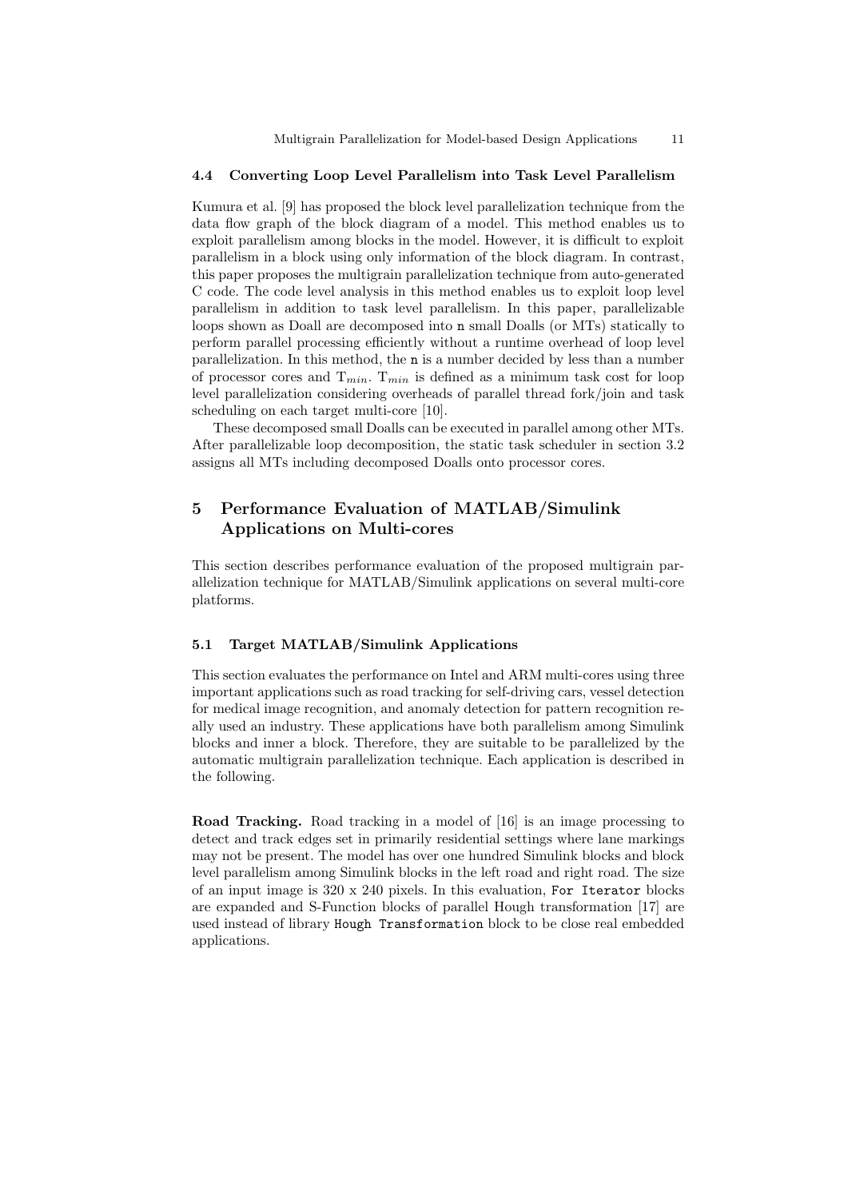### 4.4 Converting Loop Level Parallelism into Task Level Parallelism

Kumura et al. [9] has proposed the block level parallelization technique from the data flow graph of the block diagram of a model. This method enables us to exploit parallelism among blocks in the model. However, it is difficult to exploit parallelism in a block using only information of the block diagram. In contrast, this paper proposes the multigrain parallelization technique from auto-generated C code. The code level analysis in this method enables us to exploit loop level parallelism in addition to task level parallelism. In this paper, parallelizable loops shown as Doall are decomposed into `n` small Doalls (or MTs) statically to perform parallel processing efficiently without a runtime overhead of loop level parallelization. In this method, the `n` is a number decided by less than a number of processor cores and $T_{min}$. $T_{min}$ is defined as a minimum task cost for loop level parallelization considering overheads of parallel thread fork/join and task scheduling on each target multi-core [10].

These decomposed small Doalls can be executed in parallel among other MTs. After parallelizable loop decomposition, the static task scheduler in section 3.2 assigns all MTs including decomposed Doalls onto processor cores.

## 5 Performance Evaluation of MATLAB/Simulink Applications on Multi-cores

This section describes performance evaluation of the proposed multigrain parallelization technique for MATLAB/Simulink applications on several multi-core platforms.

### 5.1 Target MATLAB/Simulink Applications

This section evaluates the performance on Intel and ARM multi-cores using three important applications such as road tracking for self-driving cars, vessel detection for medical image recognition, and anomaly detection for pattern recognition really used an industry. These applications have both parallelism among Simulink blocks and inner a block. Therefore, they are suitable to be parallelized by the automatic multigrain parallelization technique. Each application is described in the following.

**Road Tracking.** Road tracking in a model of [16] is an image processing to detect and track edges set in primarily residential settings where lane markings may not be present. The model has over one hundred Simulink blocks and block level parallelism among Simulink blocks in the left road and right road. The size of an input image is 320 x 240 pixels. In this evaluation, `For Iterator` blocks are expanded and S-Function blocks of parallel Hough transformation [17] are used instead of library `Hough Transformation` block to be close real embedded applications.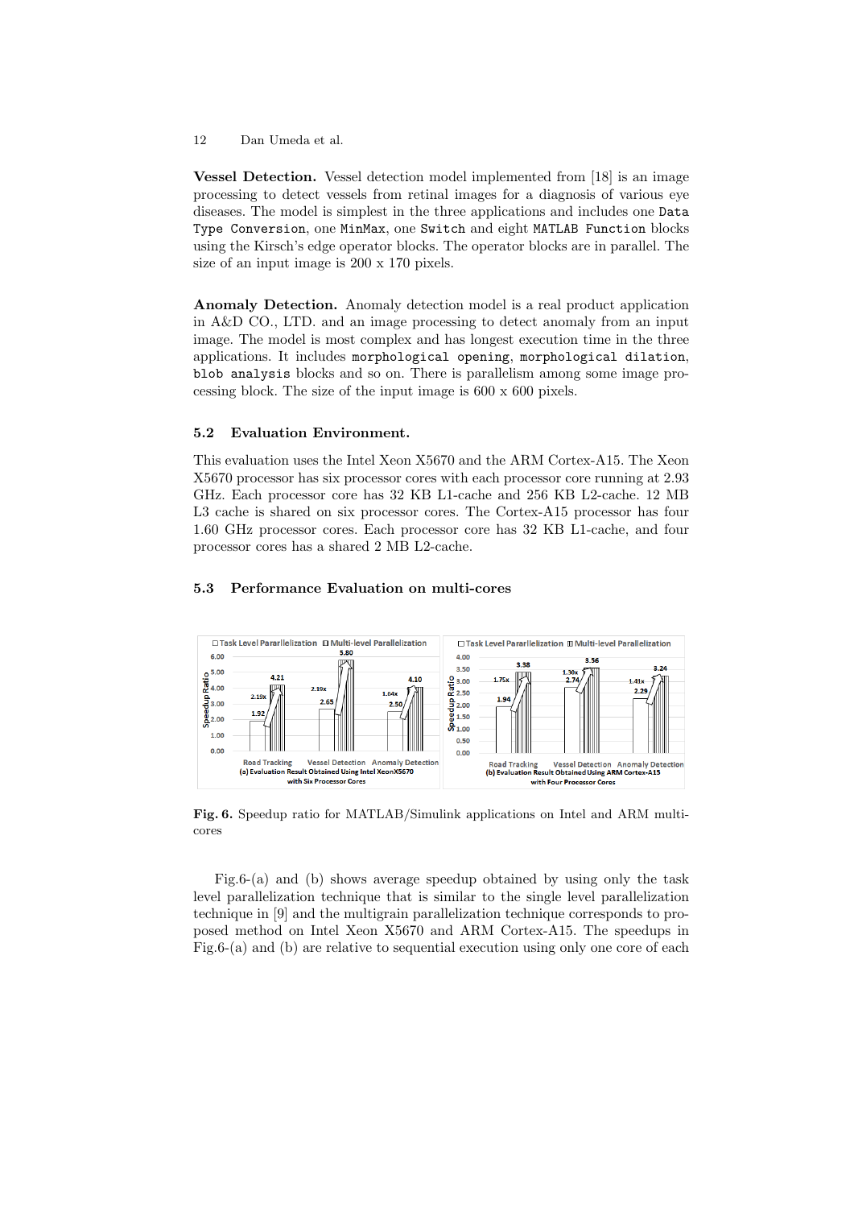**Vessel Detection.** Vessel detection model implemented from [18] is an image processing to detect vessels from retinal images for a diagnosis of various eye diseases. The model is simplest in the three applications and includes one `Data Type Conversion`, one `MinMax`, one `Switch` and eight `MATLAB Function` blocks using the Kirsch's edge operator blocks. The operator blocks are in parallel. The size of an input image is 200 x 170 pixels.

**Anomaly Detection.** Anomaly detection model is a real product application in A&D CO., LTD. and an image processing to detect anomaly from an input image. The model is most complex and has longest execution time in the three applications. It includes `morphological opening`, `morphological dilation`, `blob analysis` blocks and so on. There is parallelism among some image processing block. The size of the input image is 600 x 600 pixels.

### 5.2 Evaluation Environment.

This evaluation uses the Intel Xeon X5670 and the ARM Cortex-A15. The Xeon X5670 processor has six processor cores with each processor core running at 2.93 GHz. Each processor core has 32 KB L1-cache and 256 KB L2-cache. 12 MB L3 cache is shared on six processor cores. The Cortex-A15 processor has four 1.60 GHz processor cores. Each processor core has 32 KB L1-cache, and four processor cores has a shared 2 MB L2-cache.

### 5.3 Performance Evaluation on multi-cores

**Fig. 6.** Speedup ratio for MATLAB/Simulink applications on Intel and ARM multi-cores

Fig.6-(a) and (b) shows average speedup obtained by using only the task level parallelization technique that is similar to the single level parallelization technique in [9] and the multigrain parallelization technique corresponds to proposed method on Intel Xeon X5670 and ARM Cortex-A15. The speedups in Fig.6-(a) and (b) are relative to sequential execution using only one core of each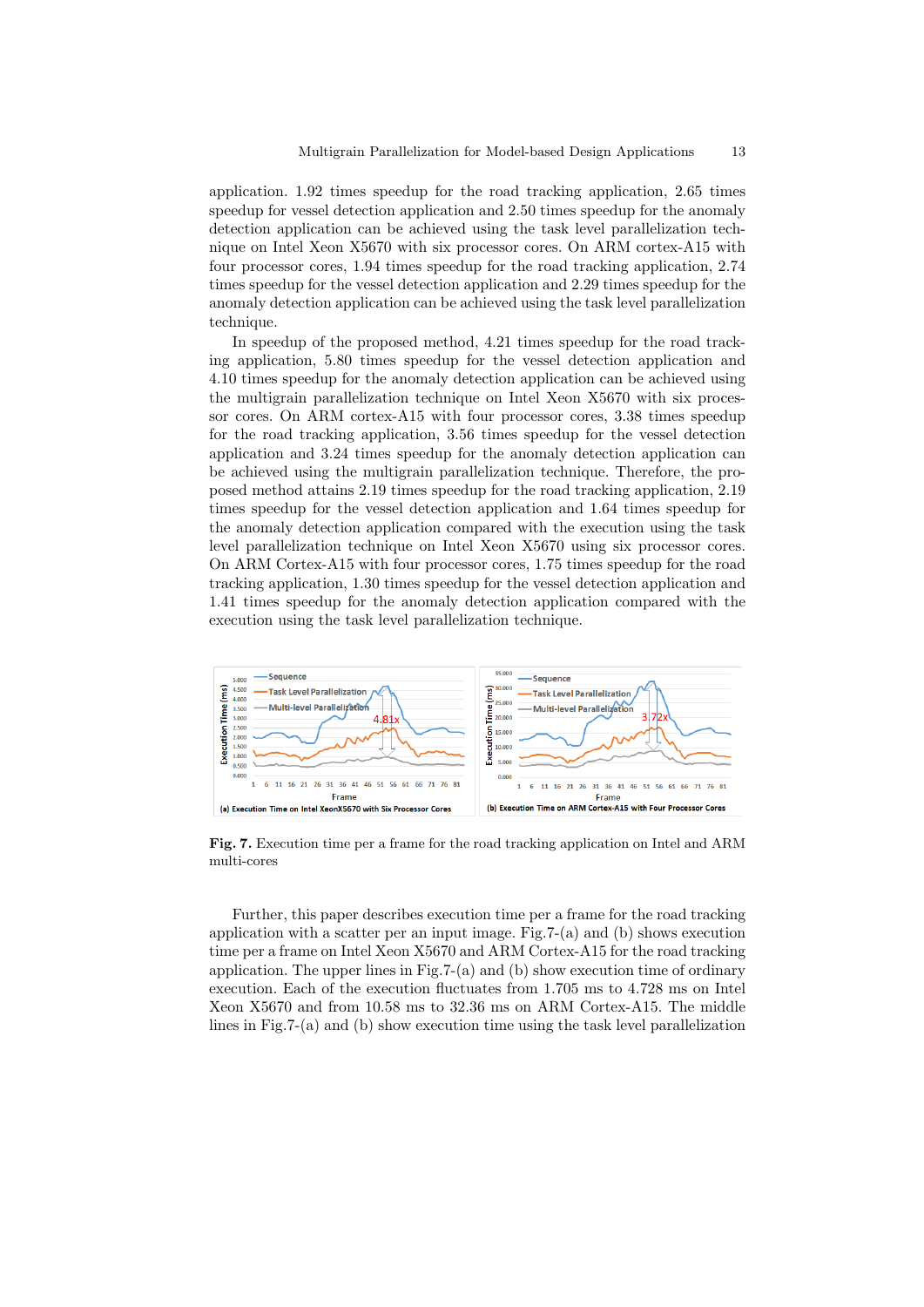application. 1.92 times speedup for the road tracking application, 2.65 times speedup for vessel detection application and 2.50 times speedup for the anomaly detection application can be achieved using the task level parallelization technique on Intel Xeon X5670 with six processor cores. On ARM cortex-A15 with four processor cores, 1.94 times speedup for the road tracking application, 2.74 times speedup for the vessel detection application and 2.29 times speedup for the anomaly detection application can be achieved using the task level parallelization technique.

In speedup of the proposed method, 4.21 times speedup for the road tracking application, 5.80 times speedup for the vessel detection application and 4.10 times speedup for the anomaly detection application can be achieved using the multigrain parallelization technique on Intel Xeon X5670 with six processor cores. On ARM cortex-A15 with four processor cores, 3.38 times speedup for the road tracking application, 3.56 times speedup for the vessel detection application and 3.24 times speedup for the anomaly detection application can be achieved using the multigrain parallelization technique. Therefore, the proposed method attains 2.19 times speedup for the road tracking application, 2.19 times speedup for the vessel detection application and 1.64 times speedup for the anomaly detection application compared with the execution using the task level parallelization technique on Intel Xeon X5670 using six processor cores. On ARM Cortex-A15 with four processor cores, 1.75 times speedup for the road tracking application, 1.30 times speedup for the vessel detection application and 1.41 times speedup for the anomaly detection application compared with the execution using the task level parallelization technique.

**Fig. 7.** Execution time per a frame for the road tracking application on Intel and ARM multi-cores

Further, this paper describes execution time per a frame for the road tracking application with a scatter per an input image. Fig.7-(a) and (b) shows execution time per a frame on Intel Xeon X5670 and ARM Cortex-A15 for the road tracking application. The upper lines in Fig.7-(a) and (b) show execution time of ordinary execution. Each of the execution fluctuates from 1.705 ms to 4.728 ms on Intel Xeon X5670 and from 10.58 ms to 32.36 ms on ARM Cortex-A15. The middle lines in Fig.7-(a) and (b) show execution time using the task level parallelization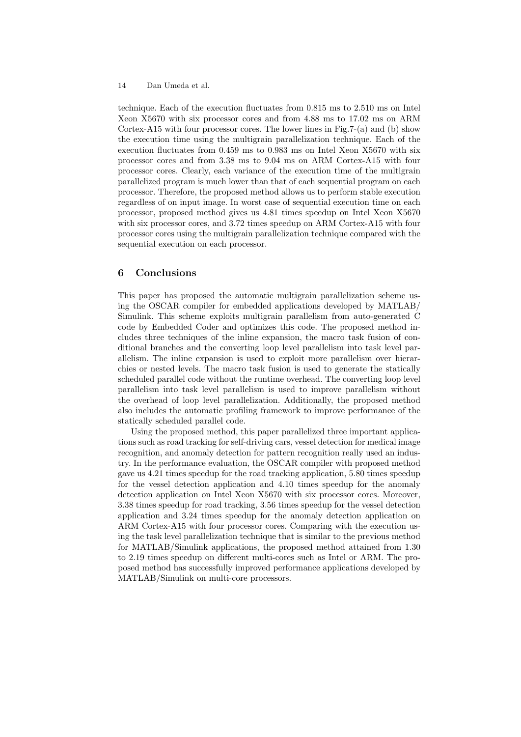technique. Each of the execution fluctuates from 0.815 ms to 2.510 ms on Intel Xeon X5670 with six processor cores and from 4.88 ms to 17.02 ms on ARM Cortex-A15 with four processor cores. The lower lines in Fig.7-(a) and (b) show the execution time using the multigrain parallelization technique. Each of the execution fluctuates from 0.459 ms to 0.983 ms on Intel Xeon X5670 with six processor cores and from 3.38 ms to 9.04 ms on ARM Cortex-A15 with four processor cores. Clearly, each variance of the execution time of the multigrain parallelized program is much lower than that of each sequential program on each processor. Therefore, the proposed method allows us to perform stable execution regardless of on input image. In worst case of sequential execution time on each processor, proposed method gives us 4.81 times speedup on Intel Xeon X5670 with six processor cores, and 3.72 times speedup on ARM Cortex-A15 with four processor cores using the multigrain parallelization technique compared with the sequential execution on each processor.

## 6 Conclusions

This paper has proposed the automatic multigrain parallelization scheme using the OSCAR compiler for embedded applications developed by MATLAB/Simulink. This scheme exploits multigrain parallelism from auto-generated C code by Embedded Coder and optimizes this code. The proposed method includes three techniques of the inline expansion, the macro task fusion of conditional branches and the converting loop level parallelism into task level parallelism. The inline expansion is used to exploit more parallelism over hierarchies or nested levels. The macro task fusion is used to generate the statically scheduled parallel code without the runtime overhead. The converting loop level parallelism into task level parallelism is used to improve parallelism without the overhead of loop level parallelization. Additionally, the proposed method also includes the automatic profiling framework to improve performance of the statically scheduled parallel code.

Using the proposed method, this paper parallelized three important applications such as road tracking for self-driving cars, vessel detection for medical image recognition, and anomaly detection for pattern recognition really used an industry. In the performance evaluation, the OSCAR compiler with proposed method gave us 4.21 times speedup for the road tracking application, 5.80 times speedup for the vessel detection application and 4.10 times speedup for the anomaly detection application on Intel Xeon X5670 with six processor cores. Moreover, 3.38 times speedup for road tracking, 3.56 times speedup for the vessel detection application and 3.24 times speedup for the anomaly detection application on ARM Cortex-A15 with four processor cores. Comparing with the execution using the task level parallelization technique that is similar to the previous method for MATLAB/Simulink applications, the proposed method attained from 1.30 to 2.19 times speedup on different multi-cores such as Intel or ARM. The proposed method has successfully improved performance applications developed by MATLAB/Simulink on multi-core processors.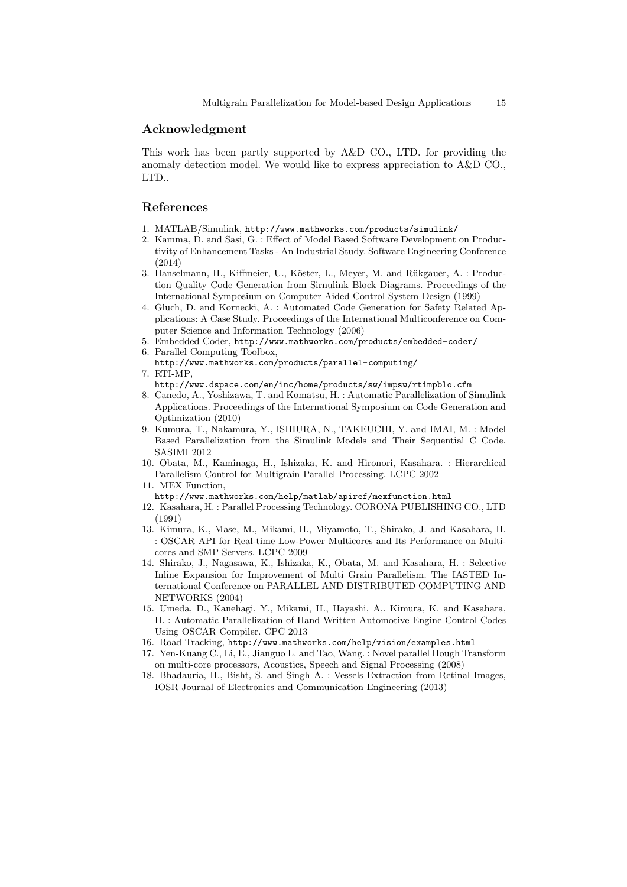## Acknowledgment

This work has been partly supported by A&D CO., LTD. for providing the anomaly detection model. We would like to express appreciation to A&D CO., LTD..

## References

1. MATLAB/Simulink, http://www.mathworks.com/products/simulink/
2. Kamma, D. and Sasi, G. : Effect of Model Based Software Development on Productivity of Enhancement Tasks - An Industrial Study. Software Engineering Conference (2014)
3. Hanselmann, H., Kiffmeier, U., Köster, L., Meyer, M. and Rükgauer, A. : Production Quality Code Generation from Sirnulink Block Diagrams. Proceedings of the International Symposium on Computer Aided Control System Design (1999)
4. Gluch, D. and Kornecki, A. : Automated Code Generation for Safety Related Applications: A Case Study. Proceedings of the International Multiconference on Computer Science and Information Technology (2006)
5. Embedded Coder, http://www.mathworks.com/products/embedded-coder/
6. Parallel Computing Toolbox, http://www.mathworks.com/products/parallel-computing/
7. RTI-MP, http://www.dspace.com/en/inc/home/products/sw/impsw/rtimpblo.cfm
8. Canedo, A., Yoshizawa, T. and Komatsu, H. : Automatic Parallelization of Simulink Applications. Proceedings of the International Symposium on Code Generation and Optimization (2010)
9. Kumura, T., Nakamura, Y., ISHIURA, N., TAKEUCHI, Y. and IMAI, M. : Model Based Parallelization from the Simulink Models and Their Sequential C Code. SASIMI 2012
10. Obata, M., Kaminaga, H., Ishizaka, K. and Hironori, Kasahara. : Hierarchical Parallelism Control for Multigrain Parallel Processing. LCPC 2002
11. MEX Function, http://www.mathworks.com/help/matlab/apiref/mexfunction.html
12. Kasahara, H. : Parallel Processing Technology. CORONA PUBLISHING CO., LTD (1991)
13. Kimura, K., Mase, M., Mikami, H., Miyamoto, T., Shirako, J. and Kasahara, H. : OSCAR API for Real-time Low-Power Multicores and Its Performance on Multicores and SMP Servers. LCPC 2009
14. Shirako, J., Nagasawa, K., Ishizaka, K., Obata, M. and Kasahara, H. : Selective Inline Expansion for Improvement of Multi Grain Parallelism. The IASTED International Conference on PARALLEL AND DISTRIBUTED COMPUTING AND NETWORKS (2004)
15. Umeda, D., Kanehagi, Y., Mikami, H., Hayashi, A,. Kimura, K. and Kasahara, H. : Automatic Parallelization of Hand Written Automotive Engine Control Codes Using OSCAR Compiler. CPC 2013
16. Road Tracking, http://www.mathworks.com/help/vision/examples.html
17. Yen-Kuang C., Li, E., Jianguo L. and Tao, Wang. : Novel parallel Hough Transform on multi-core processors, Acoustics, Speech and Signal Processing (2008)
18. Bhadauria, H., Bisht, S. and Singh A. : Vessels Extraction from Retinal Images, IOSR Journal of Electronics and Communication Engineering (2013)